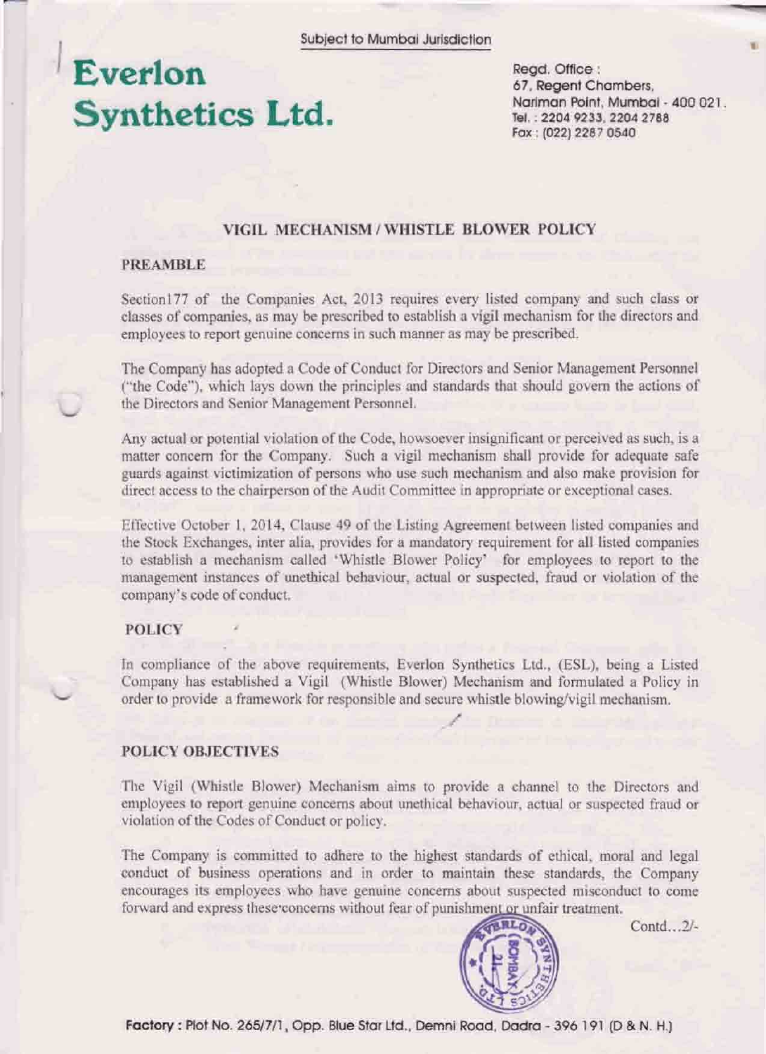Subject to Mumbai Jurisdiction

# Everlon Synthetics Ltd.

Regd. Office :
67, Regent Chambers,
Nariman Point, Mumbai - 400 021.
Tel. : 2204 9233, 2204 2788
Fax : (022) 2287 0540

## VIGIL MECHANISM / WHISTLE BLOWER POLICY

### PREAMBLE

Section177 of the Companies Act, 2013 requires every listed company and such class or classes of companies, as may be prescribed to establish a vigil mechanism for the directors and employees to report genuine concerns in such manner as may be prescribed.

The Company has adopted a Code of Conduct for Directors and Senior Management Personnel ("the Code"), which lays down the principles and standards that should govern the actions of the Directors and Senior Management Personnel.

Any actual or potential violation of the Code, howsoever insignificant or perceived as such, is a matter concern for the Company. Such a vigil mechanism shall provide for adequate safe guards against victimization of persons who use such mechanism and also make provision for direct access to the chairperson of the Audit Committee in appropriate or exceptional cases.

Effective October 1, 2014, Clause 49 of the Listing Agreement between listed companies and the Stock Exchanges, inter alia, provides for a mandatory requirement for all listed companies to establish a mechanism called 'Whistle Blower Policy' for employees to report to the management instances of unethical behaviour, actual or suspected, fraud or violation of the company's code of conduct.

### POLICY

In compliance of the above requirements, Everlon Synthetics Ltd., (ESL), being a Listed Company has established a Vigil (Whistle Blower) Mechanism and formulated a Policy in order to provide a framework for responsible and secure whistle blowing/vigil mechanism.

### POLICY OBJECTIVES

The Vigil (Whistle Blower) Mechanism aims to provide a channel to the Directors and employees to report genuine concerns about unethical behaviour, actual or suspected fraud or violation of the Codes of Conduct or policy.

The Company is committed to adhere to the highest standards of ethical, moral and legal conduct of business operations and in order to maintain these standards, the Company encourages its employees who have genuine concerns about suspected misconduct to come forward and express these concerns without fear of punishment or unfair treatment.

Contd...2/-

Factory : Plot No. 265/7/1, Opp. Blue Star Ltd., Demni Road, Dadra - 396 191 (D & N. H.)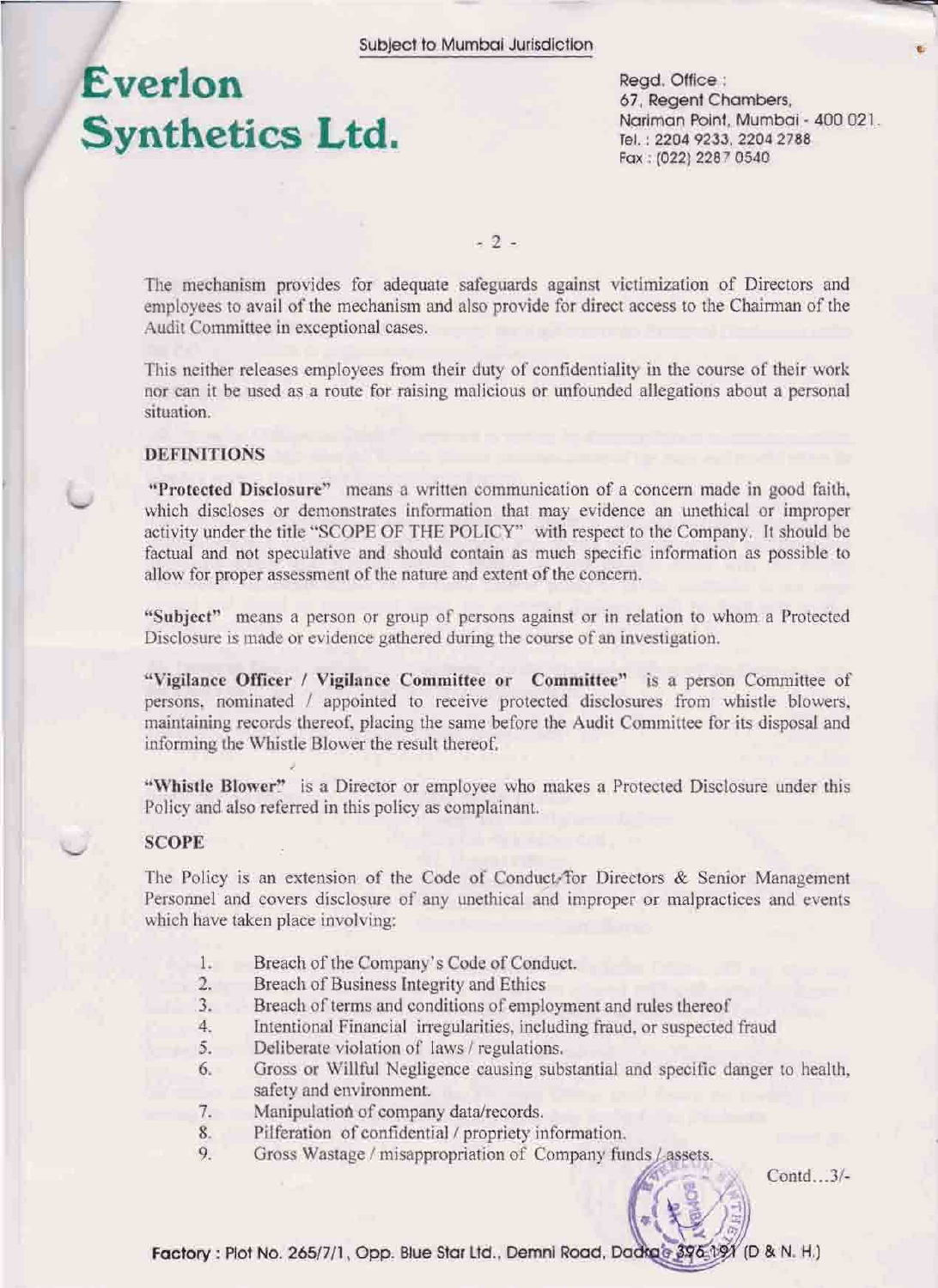The mechanism provides for adequate safeguards against victimization of Directors and employees to avail of the mechanism and also provide for direct access to the Chairman of the Audit Committee in exceptional cases.

This neither releases employees from their duty of confidentiality in the course of their work nor can it be used as a route for raising malicious or unfounded allegations about a personal situation.

**DEFINITIONS**

**"Protected Disclosure"** means a written communication of a concern made in good faith, which discloses or demonstrates information that may evidence an unethical or improper activity under the title "SCOPE OF THE POLICY" with respect to the Company. It should be factual and not speculative and should contain as much specific information as possible to allow for proper assessment of the nature and extent of the concern.

**"Subject"** means a person or group of persons against or in relation to whom a Protected Disclosure is made or evidence gathered during the course of an investigation.

**"Vigilance Officer / Vigilance Committee or Committee"** is a person Committee of persons, nominated / appointed to receive protected disclosures from whistle blowers, maintaining records thereof, placing the same before the Audit Committee for its disposal and informing the Whistle Blower the result thereof.

**"Whistle Blower"** is a Director or employee who makes a Protected Disclosure under this Policy and also referred in this policy as complainant.

**SCOPE**

The Policy is an extension of the Code of Conduct for Directors & Senior Management Personnel and covers disclosure of any unethical and improper or malpractices and events which have taken place involving:

1. Breach of the Company's Code of Conduct.
2. Breach of Business Integrity and Ethics
3. Breach of terms and conditions of employment and rules thereof
4. Intentional Financial irregularities, including fraud, or suspected fraud
5. Deliberate violation of laws / regulations.
6. Gross or Willful Negligence causing substantial and specific danger to health, safety and environment.
7. Manipulation of company data/records.
8. Pilferation of confidential / propriety information.
9. Gross Wastage / misappropriation of Company funds / assets.

Contd...3/-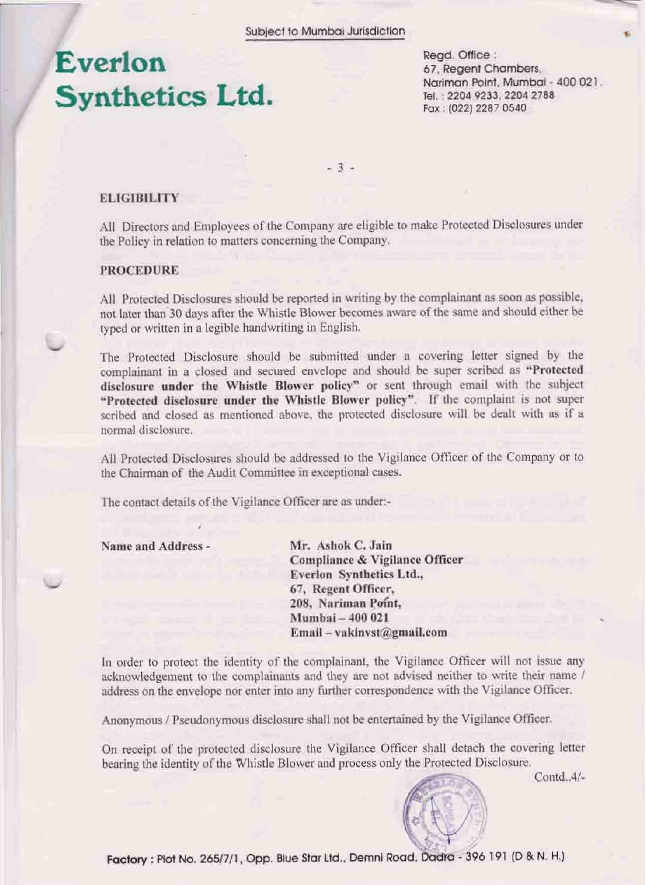## ELIGIBILITY

All Directors and Employees of the Company are eligible to make Protected Disclosures under the Policy in relation to matters concerning the Company.

## PROCEDURE

All Protected Disclosures should be reported in writing by the complainant as soon as possible, not later than 30 days after the Whistle Blower becomes aware of the same and should either be typed or written in a legible handwriting in English.

The Protected Disclosure should be submitted under a covering letter signed by the complainant in a closed and secured envelope and should be super scribed as **"Protected disclosure under the Whistle Blower policy"** or sent through email with the subject **"Protected disclosure under the Whistle Blower policy"**. If the complaint is not super scribed and closed as mentioned above, the protected disclosure will be dealt with as if a normal disclosure.

All Protected Disclosures should be addressed to the Vigilance Officer of the Company or to the Chairman of the Audit Committee in exceptional cases.

The contact details of the Vigilance Officer are as under:-

**Name and Address -**

**Mr. Ashok C. Jain**
**Compliance & Vigilance Officer**
**Everlon Synthetics Ltd.,**
**67, Regent Officer,**
**208, Nariman Point,**
**Mumbai – 400 021**
**Email – vakinvst@gmail.com**

In order to protect the identity of the complainant, the Vigilance Officer will not issue any acknowledgement to the complainants and they are not advised neither to write their name / address on the envelope nor enter into any further correspondence with the Vigilance Officer.

Anonymous / Pseudonymous disclosure shall not be entertained by the Vigilance Officer.

On receipt of the protected disclosure the Vigilance Officer shall detach the covering letter bearing the identity of the Whistle Blower and process only the Protected Disclosure.

Contd..4/-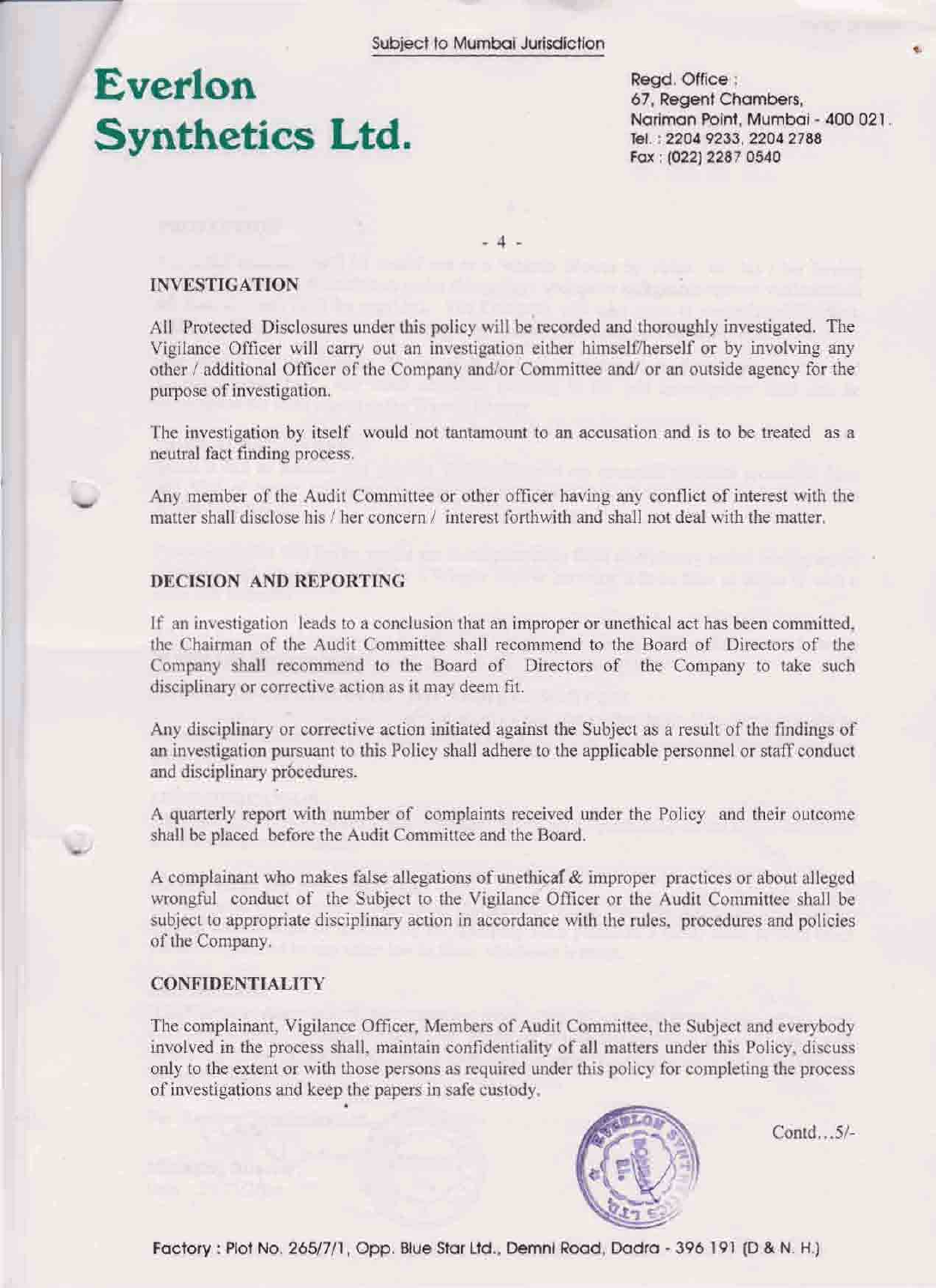## INVESTIGATION

All Protected Disclosures under this policy will be recorded and thoroughly investigated. The Vigilance Officer will carry out an investigation either himself/herself or by involving any other / additional Officer of the Company and/or Committee and/ or an outside agency for the purpose of investigation.

The investigation by itself would not tantamount to an accusation and is to be treated as a neutral fact finding process.

Any member of the Audit Committee or other officer having any conflict of interest with the matter shall disclose his / her concern / interest forthwith and shall not deal with the matter.

## DECISION AND REPORTING

If an investigation leads to a conclusion that an improper or unethical act has been committed, the Chairman of the Audit Committee shall recommend to the Board of Directors of the Company shall recommend to the Board of Directors of the Company to take such disciplinary or corrective action as it may deem fit.

Any disciplinary or corrective action initiated against the Subject as a result of the findings of an investigation pursuant to this Policy shall adhere to the applicable personnel or staff conduct and disciplinary procedures.

A quarterly report with number of complaints received under the Policy and their outcome shall be placed before the Audit Committee and the Board.

A complainant who makes false allegations of unethical & improper practices or about alleged wrongful conduct of the Subject to the Vigilance Officer or the Audit Committee shall be subject to appropriate disciplinary action in accordance with the rules, procedures and policies of the Company.

## CONFIDENTIALITY

The complainant, Vigilance Officer, Members of Audit Committee, the Subject and everybody involved in the process shall, maintain confidentiality of all matters under this Policy, discuss only to the extent or with those persons as required under this policy for completing the process of investigations and keep the papers in safe custody.

Contd…5/-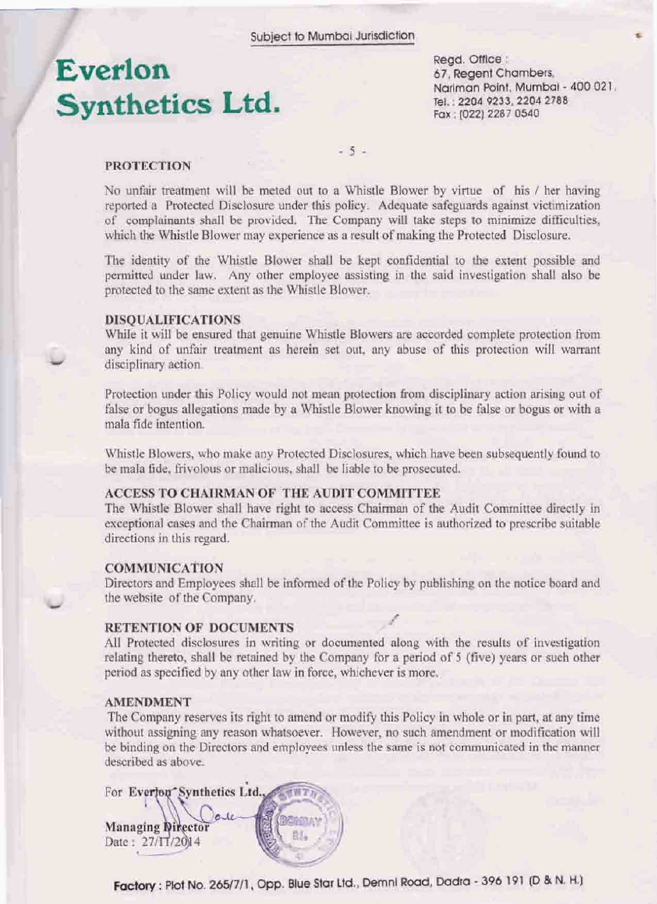Subject to Mumbai Jurisdiction

# Everlon Synthetics Ltd.

Regd. Office :
67, Regent Chambers,
Nariman Point, Mumbai - 400 021.
Tel. : 2204 9233, 2204 2788
Fax : (022) 2287 0540

## PROTECTION

No unfair treatment will be meted out to a Whistle Blower by virtue of his / her having reported a Protected Disclosure under this policy. Adequate safeguards against victimization of complainants shall be provided. The Company will take steps to minimize difficulties, which the Whistle Blower may experience as a result of making the Protected Disclosure.

The identity of the Whistle Blower shall be kept confidential to the extent possible and permitted under law. Any other employee assisting in the said investigation shall also be protected to the same extent as the Whistle Blower.

## DISQUALIFICATIONS

While it will be ensured that genuine Whistle Blowers are accorded complete protection from any kind of unfair treatment as herein set out, any abuse of this protection will warrant disciplinary action.

Protection under this Policy would not mean protection from disciplinary action arising out of false or bogus allegations made by a Whistle Blower knowing it to be false or bogus or with a mala fide intention.

Whistle Blowers, who make any Protected Disclosures, which have been subsequently found to be mala fide, frivolous or malicious, shall be liable to be prosecuted.

## ACCESS TO CHAIRMAN OF THE AUDIT COMMITTEE

The Whistle Blower shall have right to access Chairman of the Audit Committee directly in exceptional cases and the Chairman of the Audit Committee is authorized to prescribe suitable directions in this regard.

## COMMUNICATION

Directors and Employees shall be informed of the Policy by publishing on the notice board and the website of the Company.

## RETENTION OF DOCUMENTS

All Protected disclosures in writing or documented along with the results of investigation relating thereto, shall be retained by the Company for a period of 5 (five) years or such other period as specified by any other law in force, whichever is more.

## AMENDMENT

The Company reserves its right to amend or modify this Policy in whole or in part, at any time without assigning any reason whatsoever. However, no such amendment or modification will be binding on the Directors and employees unless the same is not communicated in the manner described as above.

For Everlon Synthetics Ltd.,

**Managing Director**
Date : 27/11/2014

**Factory** : Plot No. 265/7/1, Opp. Blue Star Ltd., Demni Road, Dadra - 396 191 (D & N. H.)